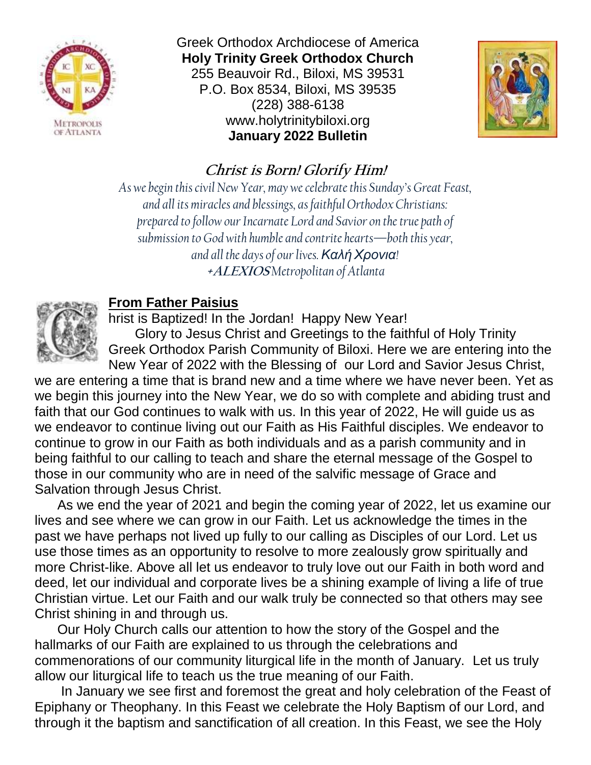Greek Orthodox Archdiocese of America
**Holy Trinity Greek Orthodox Church**
255 Beauvoir Rd., Biloxi, MS 39531
P.O. Box 8534, Biloxi, MS 39535
(228) 388-6138
www.holytrinitybiloxi.org
**January 2022 Bulletin**

## *Christ is Born! Glorify Him!*

*As we begin this civil New Year, may we celebrate this Sunday's Great Feast, and all its miracles and blessings, as faithful Orthodox Christians: prepared to follow our Incarnate Lord and Savior on the true path of submission to God with humble and contrite hearts—both this year, and all the days of our lives. Καλή Χρονια!*
*+**ALEXIOS** Metropolitan of Atlanta*

## From Father Paisius

Christ is Baptized! In the Jordan! Happy New Year!

Glory to Jesus Christ and Greetings to the faithful of Holy Trinity Greek Orthodox Parish Community of Biloxi. Here we are entering into the New Year of 2022 with the Blessing of our Lord and Savior Jesus Christ, we are entering a time that is brand new and a time where we have never been. Yet as we begin this journey into the New Year, we do so with complete and abiding trust and faith that our God continues to walk with us. In this year of 2022, He will guide us as we endeavor to continue living out our Faith as His Faithful disciples. We endeavor to continue to grow in our Faith as both individuals and as a parish community and in being faithful to our calling to teach and share the eternal message of the Gospel to those in our community who are in need of the salvific message of Grace and Salvation through Jesus Christ.

As we end the year of 2021 and begin the coming year of 2022, let us examine our lives and see where we can grow in our Faith. Let us acknowledge the times in the past we have perhaps not lived up fully to our calling as Disciples of our Lord. Let us use those times as an opportunity to resolve to more zealously grow spiritually and more Christ-like. Above all let us endeavor to truly love out our Faith in both word and deed, let our individual and corporate lives be a shining example of living a life of true Christian virtue. Let our Faith and our walk truly be connected so that others may see Christ shining in and through us.

Our Holy Church calls our attention to how the story of the Gospel and the hallmarks of our Faith are explained to us through the celebrations and commenorations of our community liturgical life in the month of January. Let us truly allow our liturgical life to teach us the true meaning of our Faith.

In January we see first and foremost the great and holy celebration of the Feast of Epiphany or Theophany. In this Feast we celebrate the Holy Baptism of our Lord, and through it the baptism and sanctification of all creation. In this Feast, we see the Holy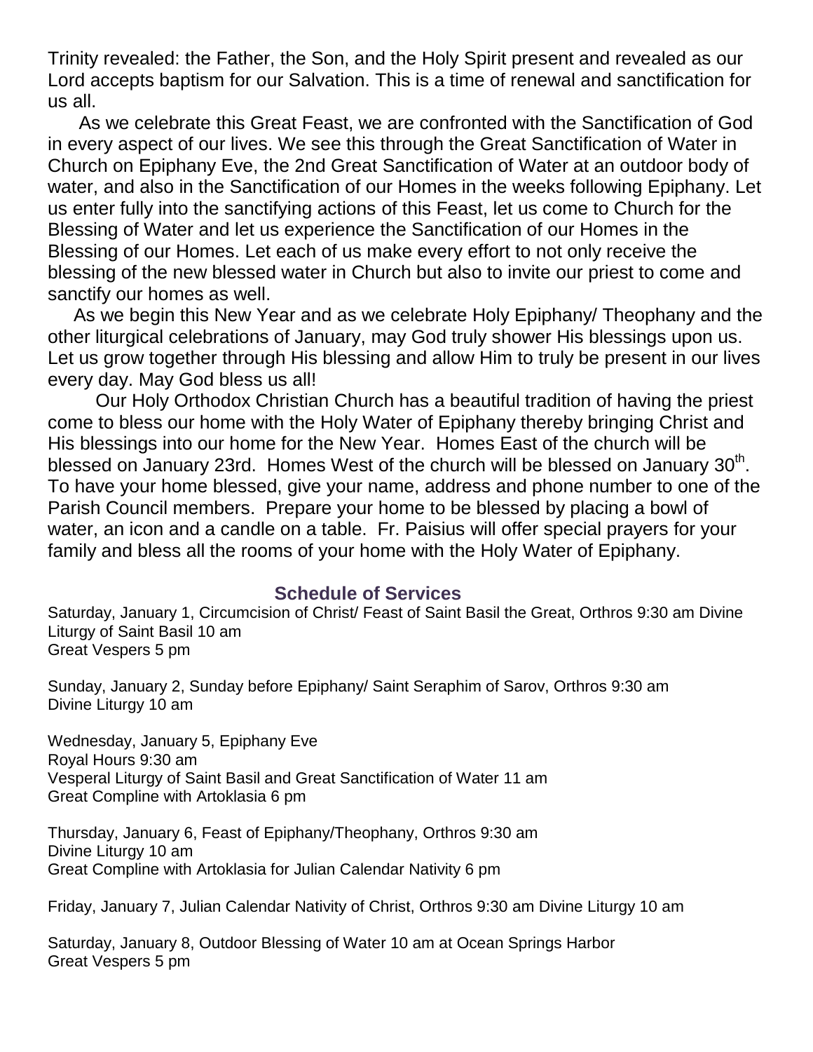Trinity revealed: the Father, the Son, and the Holy Spirit present and revealed as our Lord accepts baptism for our Salvation. This is a time of renewal and sanctification for us all.

As we celebrate this Great Feast, we are confronted with the Sanctification of God in every aspect of our lives. We see this through the Great Sanctification of Water in Church on Epiphany Eve, the 2nd Great Sanctification of Water at an outdoor body of water, and also in the Sanctification of our Homes in the weeks following Epiphany. Let us enter fully into the sanctifying actions of this Feast, let us come to Church for the Blessing of Water and let us experience the Sanctification of our Homes in the Blessing of our Homes. Let each of us make every effort to not only receive the blessing of the new blessed water in Church but also to invite our priest to come and sanctify our homes as well.

As we begin this New Year and as we celebrate Holy Epiphany/ Theophany and the other liturgical celebrations of January, may God truly shower His blessings upon us. Let us grow together through His blessing and allow Him to truly be present in our lives every day. May God bless us all!

Our Holy Orthodox Christian Church has a beautiful tradition of having the priest come to bless our home with the Holy Water of Epiphany thereby bringing Christ and His blessings into our home for the New Year. Homes East of the church will be blessed on January 23rd. Homes West of the church will be blessed on January 30th. To have your home blessed, give your name, address and phone number to one of the Parish Council members. Prepare your home to be blessed by placing a bowl of water, an icon and a candle on a table. Fr. Paisius will offer special prayers for your family and bless all the rooms of your home with the Holy Water of Epiphany.

## Schedule of Services

Saturday, January 1, Circumcision of Christ/ Feast of Saint Basil the Great, Orthros 9:30 am Divine Liturgy of Saint Basil 10 am
Great Vespers 5 pm

Sunday, January 2, Sunday before Epiphany/ Saint Seraphim of Sarov, Orthros 9:30 am
Divine Liturgy 10 am

Wednesday, January 5, Epiphany Eve
Royal Hours 9:30 am
Vesperal Liturgy of Saint Basil and Great Sanctification of Water 11 am
Great Compline with Artoklasia 6 pm

Thursday, January 6, Feast of Epiphany/Theophany, Orthros 9:30 am
Divine Liturgy 10 am
Great Compline with Artoklasia for Julian Calendar Nativity 6 pm

Friday, January 7, Julian Calendar Nativity of Christ, Orthros 9:30 am Divine Liturgy 10 am

Saturday, January 8, Outdoor Blessing of Water 10 am at Ocean Springs Harbor
Great Vespers 5 pm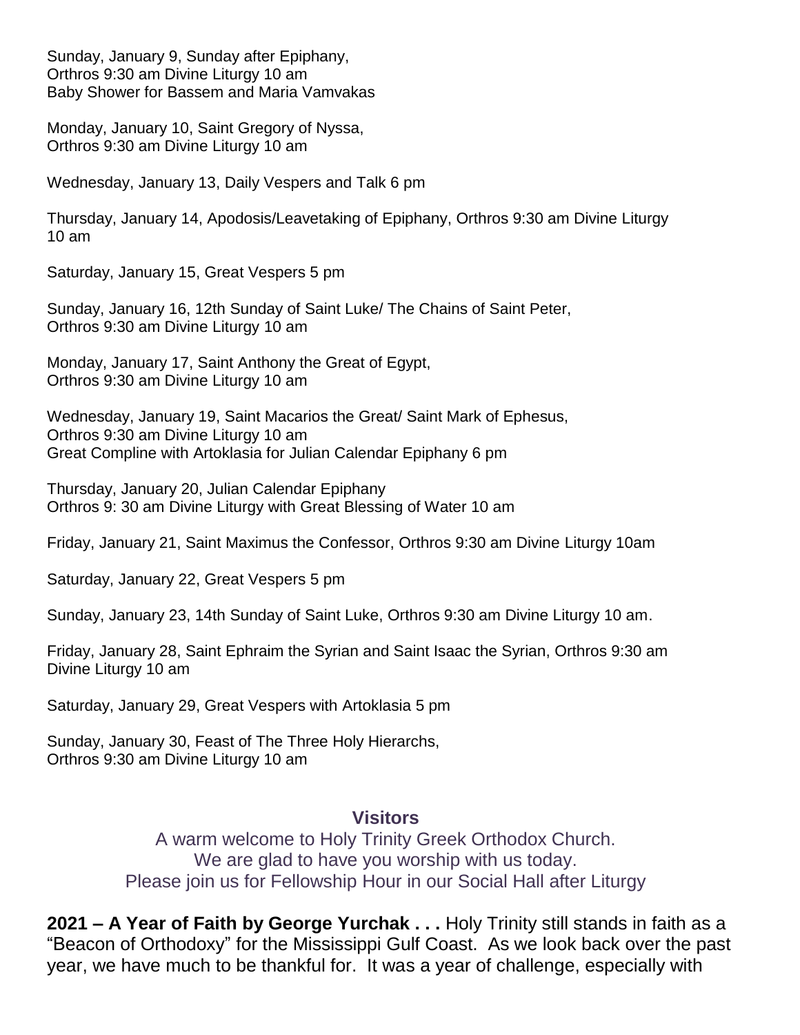Sunday, January 9, Sunday after Epiphany,
Orthros 9:30 am Divine Liturgy 10 am
Baby Shower for Bassem and Maria Vamvakas

Monday, January 10, Saint Gregory of Nyssa,
Orthros 9:30 am Divine Liturgy 10 am

Wednesday, January 13, Daily Vespers and Talk 6 pm

Thursday, January 14, Apodosis/Leavetaking of Epiphany, Orthros 9:30 am Divine Liturgy 10 am

Saturday, January 15, Great Vespers 5 pm

Sunday, January 16, 12th Sunday of Saint Luke/ The Chains of Saint Peter,
Orthros 9:30 am Divine Liturgy 10 am

Monday, January 17, Saint Anthony the Great of Egypt,
Orthros 9:30 am Divine Liturgy 10 am

Wednesday, January 19, Saint Macarios the Great/ Saint Mark of Ephesus,
Orthros 9:30 am Divine Liturgy 10 am
Great Compline with Artoklasia for Julian Calendar Epiphany 6 pm

Thursday, January 20, Julian Calendar Epiphany
Orthros 9: 30 am Divine Liturgy with Great Blessing of Water 10 am

Friday, January 21, Saint Maximus the Confessor, Orthros 9:30 am Divine Liturgy 10am

Saturday, January 22, Great Vespers 5 pm

Sunday, January 23, 14th Sunday of Saint Luke, Orthros 9:30 am Divine Liturgy 10 am.

Friday, January 28, Saint Ephraim the Syrian and Saint Isaac the Syrian, Orthros 9:30 am Divine Liturgy 10 am

Saturday, January 29, Great Vespers with Artoklasia 5 pm

Sunday, January 30, Feast of The Three Holy Hierarchs,
Orthros 9:30 am Divine Liturgy 10 am

## Visitors

A warm welcome to Holy Trinity Greek Orthodox Church.
We are glad to have you worship with us today.
Please join us for Fellowship Hour in our Social Hall after Liturgy

**2021 – A Year of Faith by George Yurchak . . .** Holy Trinity still stands in faith as a "Beacon of Orthodoxy" for the Mississippi Gulf Coast. As we look back over the past year, we have much to be thankful for. It was a year of challenge, especially with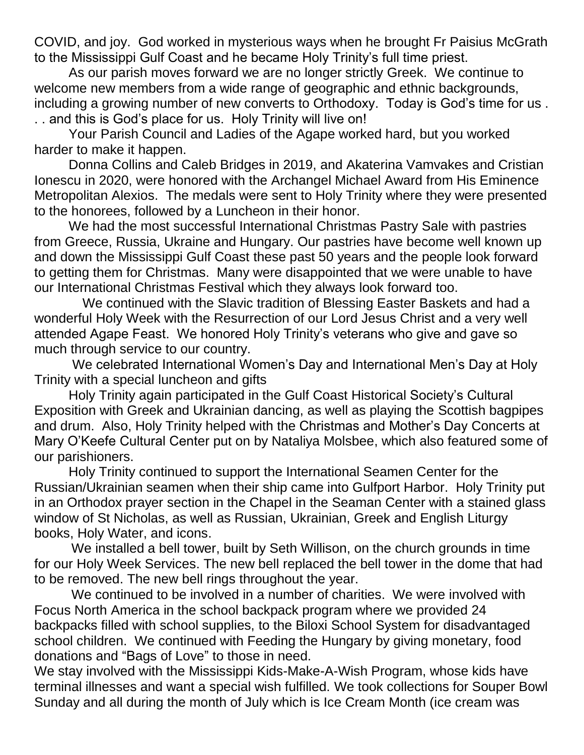COVID, and joy. God worked in mysterious ways when he brought Fr Paisius McGrath to the Mississippi Gulf Coast and he became Holy Trinity's full time priest.

As our parish moves forward we are no longer strictly Greek. We continue to welcome new members from a wide range of geographic and ethnic backgrounds, including a growing number of new converts to Orthodoxy. Today is God's time for us . . . and this is God's place for us. Holy Trinity will live on!

Your Parish Council and Ladies of the Agape worked hard, but you worked harder to make it happen.

Donna Collins and Caleb Bridges in 2019, and Akaterina Vamvakes and Cristian Ionescu in 2020, were honored with the Archangel Michael Award from His Eminence Metropolitan Alexios. The medals were sent to Holy Trinity where they were presented to the honorees, followed by a Luncheon in their honor.

We had the most successful International Christmas Pastry Sale with pastries from Greece, Russia, Ukraine and Hungary. Our pastries have become well known up and down the Mississippi Gulf Coast these past 50 years and the people look forward to getting them for Christmas. Many were disappointed that we were unable to have our International Christmas Festival which they always look forward too.

We continued with the Slavic tradition of Blessing Easter Baskets and had a wonderful Holy Week with the Resurrection of our Lord Jesus Christ and a very well attended Agape Feast. We honored Holy Trinity's veterans who give and gave so much through service to our country.

We celebrated International Women's Day and International Men's Day at Holy Trinity with a special luncheon and gifts

Holy Trinity again participated in the Gulf Coast Historical Society's Cultural Exposition with Greek and Ukrainian dancing, as well as playing the Scottish bagpipes and drum. Also, Holy Trinity helped with the Christmas and Mother's Day Concerts at Mary O'Keefe Cultural Center put on by Nataliya Molsbee, which also featured some of our parishioners.

Holy Trinity continued to support the International Seamen Center for the Russian/Ukrainian seamen when their ship came into Gulfport Harbor. Holy Trinity put in an Orthodox prayer section in the Chapel in the Seaman Center with a stained glass window of St Nicholas, as well as Russian, Ukrainian, Greek and English Liturgy books, Holy Water, and icons.

We installed a bell tower, built by Seth Willison, on the church grounds in time for our Holy Week Services. The new bell replaced the bell tower in the dome that had to be removed. The new bell rings throughout the year.

We continued to be involved in a number of charities. We were involved with Focus North America in the school backpack program where we provided 24 backpacks filled with school supplies, to the Biloxi School System for disadvantaged school children. We continued with Feeding the Hungary by giving monetary, food donations and "Bags of Love" to those in need.

We stay involved with the Mississippi Kids-Make-A-Wish Program, whose kids have terminal illnesses and want a special wish fulfilled. We took collections for Souper Bowl Sunday and all during the month of July which is Ice Cream Month (ice cream was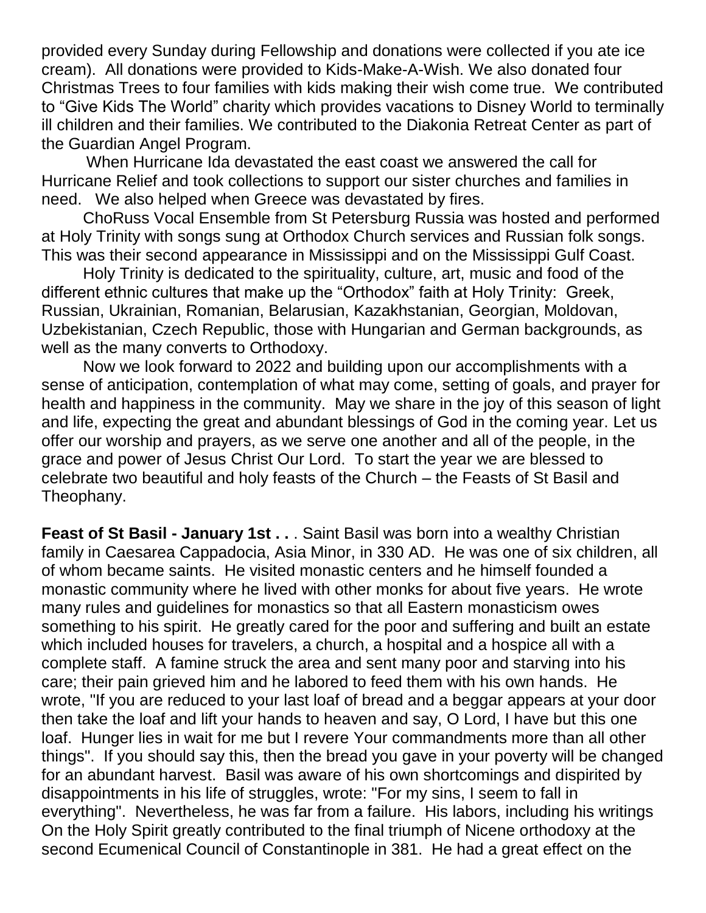provided every Sunday during Fellowship and donations were collected if you ate ice cream). All donations were provided to Kids-Make-A-Wish. We also donated four Christmas Trees to four families with kids making their wish come true. We contributed to "Give Kids The World" charity which provides vacations to Disney World to terminally ill children and their families. We contributed to the Diakonia Retreat Center as part of the Guardian Angel Program.

When Hurricane Ida devastated the east coast we answered the call for Hurricane Relief and took collections to support our sister churches and families in need. We also helped when Greece was devastated by fires.

ChoRuss Vocal Ensemble from St Petersburg Russia was hosted and performed at Holy Trinity with songs sung at Orthodox Church services and Russian folk songs. This was their second appearance in Mississippi and on the Mississippi Gulf Coast.

Holy Trinity is dedicated to the spirituality, culture, art, music and food of the different ethnic cultures that make up the "Orthodox" faith at Holy Trinity: Greek, Russian, Ukrainian, Romanian, Belarusian, Kazakhstanian, Georgian, Moldovan, Uzbekistanian, Czech Republic, those with Hungarian and German backgrounds, as well as the many converts to Orthodoxy.

Now we look forward to 2022 and building upon our accomplishments with a sense of anticipation, contemplation of what may come, setting of goals, and prayer for health and happiness in the community. May we share in the joy of this season of light and life, expecting the great and abundant blessings of God in the coming year. Let us offer our worship and prayers, as we serve one another and all of the people, in the grace and power of Jesus Christ Our Lord. To start the year we are blessed to celebrate two beautiful and holy feasts of the Church – the Feasts of St Basil and Theophany.

**Feast of St Basil - January 1st . . .** Saint Basil was born into a wealthy Christian family in Caesarea Cappadocia, Asia Minor, in 330 AD. He was one of six children, all of whom became saints. He visited monastic centers and he himself founded a monastic community where he lived with other monks for about five years. He wrote many rules and guidelines for monastics so that all Eastern monasticism owes something to his spirit. He greatly cared for the poor and suffering and built an estate which included houses for travelers, a church, a hospital and a hospice all with a complete staff. A famine struck the area and sent many poor and starving into his care; their pain grieved him and he labored to feed them with his own hands. He wrote, "If you are reduced to your last loaf of bread and a beggar appears at your door then take the loaf and lift your hands to heaven and say, O Lord, I have but this one loaf. Hunger lies in wait for me but I revere Your commandments more than all other things". If you should say this, then the bread you gave in your poverty will be changed for an abundant harvest. Basil was aware of his own shortcomings and dispirited by disappointments in his life of struggles, wrote: "For my sins, I seem to fall in everything". Nevertheless, he was far from a failure. His labors, including his writings On the Holy Spirit greatly contributed to the final triumph of Nicene orthodoxy at the second Ecumenical Council of Constantinople in 381. He had a great effect on the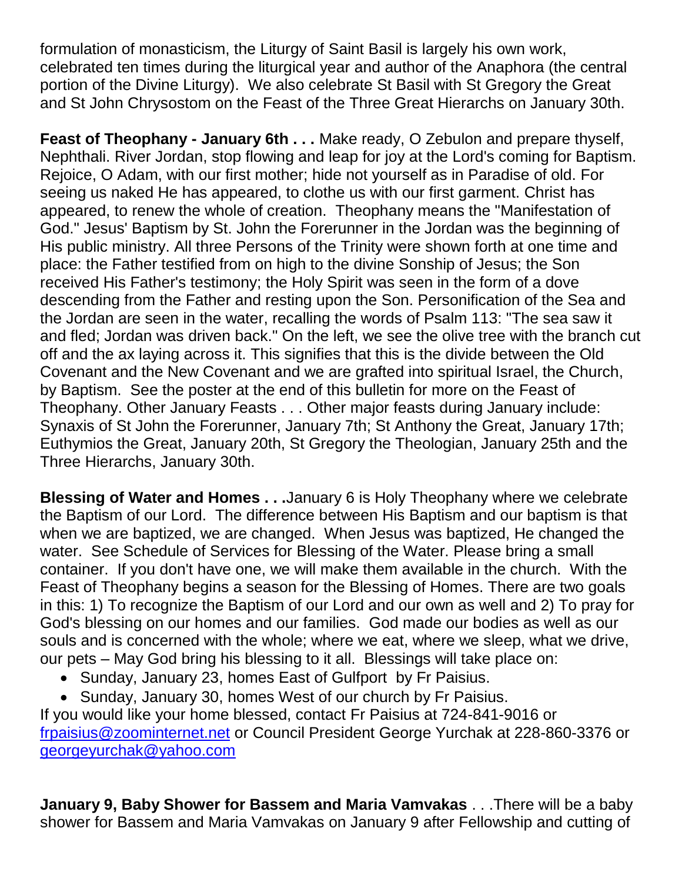formulation of monasticism, the Liturgy of Saint Basil is largely his own work, celebrated ten times during the liturgical year and author of the Anaphora (the central portion of the Divine Liturgy). We also celebrate St Basil with St Gregory the Great and St John Chrysostom on the Feast of the Three Great Hierarchs on January 30th.

**Feast of Theophany - January 6th . . .** Make ready, O Zebulon and prepare thyself, Nephthali. River Jordan, stop flowing and leap for joy at the Lord's coming for Baptism. Rejoice, O Adam, with our first mother; hide not yourself as in Paradise of old. For seeing us naked He has appeared, to clothe us with our first garment. Christ has appeared, to renew the whole of creation. Theophany means the "Manifestation of God." Jesus' Baptism by St. John the Forerunner in the Jordan was the beginning of His public ministry. All three Persons of the Trinity were shown forth at one time and place: the Father testified from on high to the divine Sonship of Jesus; the Son received His Father's testimony; the Holy Spirit was seen in the form of a dove descending from the Father and resting upon the Son. Personification of the Sea and the Jordan are seen in the water, recalling the words of Psalm 113: "The sea saw it and fled; Jordan was driven back." On the left, we see the olive tree with the branch cut off and the ax laying across it. This signifies that this is the divide between the Old Covenant and the New Covenant and we are grafted into spiritual Israel, the Church, by Baptism. See the poster at the end of this bulletin for more on the Feast of Theophany. Other January Feasts . . . Other major feasts during January include: Synaxis of St John the Forerunner, January 7th; St Anthony the Great, January 17th; Euthymios the Great, January 20th, St Gregory the Theologian, January 25th and the Three Hierarchs, January 30th.

**Blessing of Water and Homes . . .**January 6 is Holy Theophany where we celebrate the Baptism of our Lord. The difference between His Baptism and our baptism is that when we are baptized, we are changed. When Jesus was baptized, He changed the water. See Schedule of Services for Blessing of the Water. Please bring a small container. If you don't have one, we will make them available in the church. With the Feast of Theophany begins a season for the Blessing of Homes. There are two goals in this: 1) To recognize the Baptism of our Lord and our own as well and 2) To pray for God's blessing on our homes and our families. God made our bodies as well as our souls and is concerned with the whole; where we eat, where we sleep, what we drive, our pets – May God bring his blessing to it all. Blessings will take place on:

- Sunday, January 23, homes East of Gulfport by Fr Paisius.
- Sunday, January 30, homes West of our church by Fr Paisius.

If you would like your home blessed, contact Fr Paisius at 724-841-9016 or frpaisius@zoominternet.net or Council President George Yurchak at 228-860-3376 or georgeyurchak@yahoo.com

**January 9, Baby Shower for Bassem and Maria Vamvakas** . . .There will be a baby shower for Bassem and Maria Vamvakas on January 9 after Fellowship and cutting of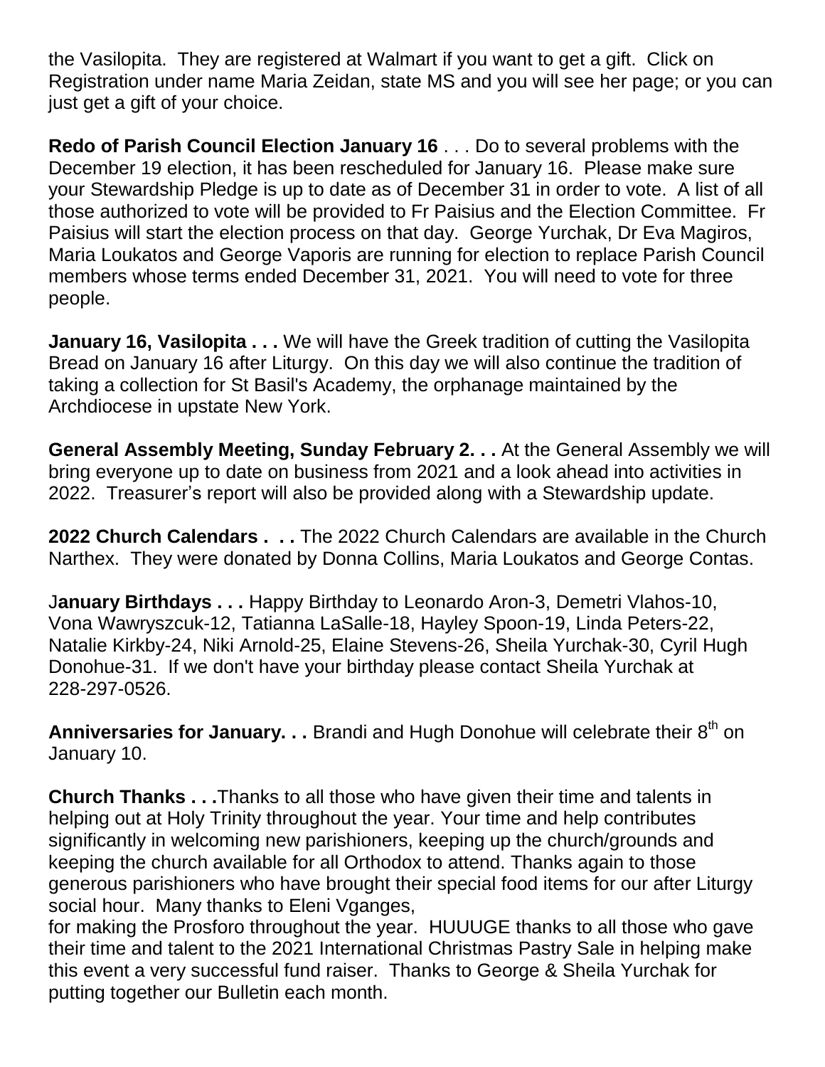the Vasilopita. They are registered at Walmart if you want to get a gift. Click on Registration under name Maria Zeidan, state MS and you will see her page; or you can just get a gift of your choice.

**Redo of Parish Council Election January 16** . . . Do to several problems with the December 19 election, it has been rescheduled for January 16. Please make sure your Stewardship Pledge is up to date as of December 31 in order to vote. A list of all those authorized to vote will be provided to Fr Paisius and the Election Committee. Fr Paisius will start the election process on that day. George Yurchak, Dr Eva Magiros, Maria Loukatos and George Vaporis are running for election to replace Parish Council members whose terms ended December 31, 2021. You will need to vote for three people.

**January 16, Vasilopita . . .** We will have the Greek tradition of cutting the Vasilopita Bread on January 16 after Liturgy. On this day we will also continue the tradition of taking a collection for St Basil's Academy, the orphanage maintained by the Archdiocese in upstate New York.

**General Assembly Meeting, Sunday February 2. . .** At the General Assembly we will bring everyone up to date on business from 2021 and a look ahead into activities in 2022. Treasurer's report will also be provided along with a Stewardship update.

**2022 Church Calendars . . .** The 2022 Church Calendars are available in the Church Narthex. They were donated by Donna Collins, Maria Loukatos and George Contas.

J**anuary Birthdays . . .** Happy Birthday to Leonardo Aron-3, Demetri Vlahos-10, Vona Wawryszcuk-12, Tatianna LaSalle-18, Hayley Spoon-19, Linda Peters-22, Natalie Kirkby-24, Niki Arnold-25, Elaine Stevens-26, Sheila Yurchak-30, Cyril Hugh Donohue-31. If we don't have your birthday please contact Sheila Yurchak at 228-297-0526.

**Anniversaries for January. . .** Brandi and Hugh Donohue will celebrate their 8th on January 10.

**Church Thanks . . .**Thanks to all those who have given their time and talents in helping out at Holy Trinity throughout the year. Your time and help contributes significantly in welcoming new parishioners, keeping up the church/grounds and keeping the church available for all Orthodox to attend. Thanks again to those generous parishioners who have brought their special food items for our after Liturgy social hour. Many thanks to Eleni Vganges,
for making the Prosforo throughout the year. HUUUGE thanks to all those who gave their time and talent to the 2021 International Christmas Pastry Sale in helping make this event a very successful fund raiser. Thanks to George & Sheila Yurchak for putting together our Bulletin each month.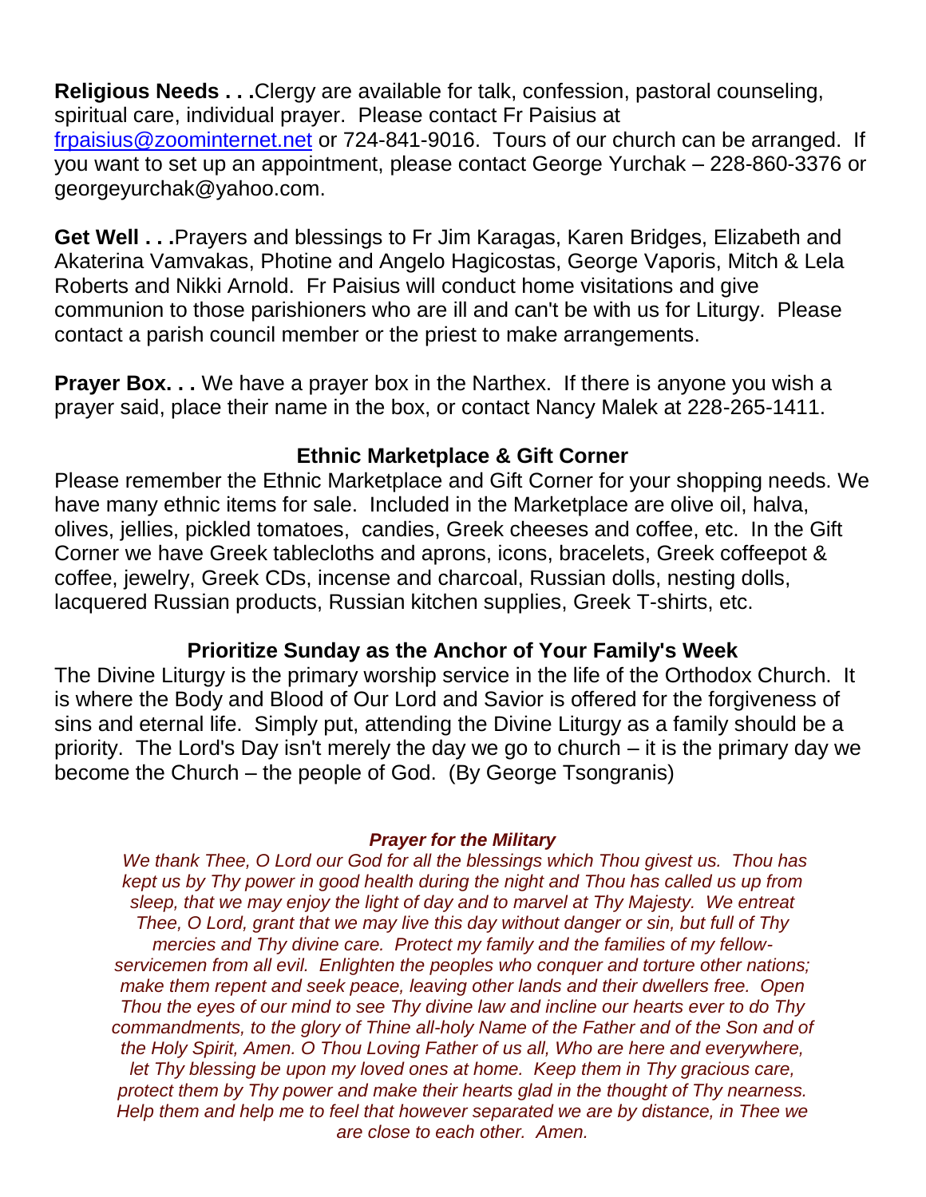**Religious Needs . . .**Clergy are available for talk, confession, pastoral counseling, spiritual care, individual prayer. Please contact Fr Paisius at frpaisius@zoominternet.net or 724-841-9016. Tours of our church can be arranged. If you want to set up an appointment, please contact George Yurchak – 228-860-3376 or georgeyurchak@yahoo.com.

**Get Well . . .**Prayers and blessings to Fr Jim Karagas, Karen Bridges, Elizabeth and Akaterina Vamvakas, Photine and Angelo Hagicostas, George Vaporis, Mitch & Lela Roberts and Nikki Arnold. Fr Paisius will conduct home visitations and give communion to those parishioners who are ill and can't be with us for Liturgy. Please contact a parish council member or the priest to make arrangements.

**Prayer Box. . .** We have a prayer box in the Narthex. If there is anyone you wish a prayer said, place their name in the box, or contact Nancy Malek at 228-265-1411.

## Ethnic Marketplace & Gift Corner

Please remember the Ethnic Marketplace and Gift Corner for your shopping needs. We have many ethnic items for sale. Included in the Marketplace are olive oil, halva, olives, jellies, pickled tomatoes, candies, Greek cheeses and coffee, etc. In the Gift Corner we have Greek tablecloths and aprons, icons, bracelets, Greek coffeepot & coffee, jewelry, Greek CDs, incense and charcoal, Russian dolls, nesting dolls, lacquered Russian products, Russian kitchen supplies, Greek T-shirts, etc.

## Prioritize Sunday as the Anchor of Your Family's Week

The Divine Liturgy is the primary worship service in the life of the Orthodox Church. It is where the Body and Blood of Our Lord and Savior is offered for the forgiveness of sins and eternal life. Simply put, attending the Divine Liturgy as a family should be a priority. The Lord's Day isn't merely the day we go to church – it is the primary day we become the Church – the people of God. (By George Tsongranis)

***Prayer for the Military***

*We thank Thee, O Lord our God for all the blessings which Thou givest us. Thou has kept us by Thy power in good health during the night and Thou has called us up from sleep, that we may enjoy the light of day and to marvel at Thy Majesty. We entreat Thee, O Lord, grant that we may live this day without danger or sin, but full of Thy mercies and Thy divine care. Protect my family and the families of my fellow-servicemen from all evil. Enlighten the peoples who conquer and torture other nations; make them repent and seek peace, leaving other lands and their dwellers free. Open Thou the eyes of our mind to see Thy divine law and incline our hearts ever to do Thy commandments, to the glory of Thine all-holy Name of the Father and of the Son and of the Holy Spirit, Amen. O Thou Loving Father of us all, Who are here and everywhere, let Thy blessing be upon my loved ones at home. Keep them in Thy gracious care, protect them by Thy power and make their hearts glad in the thought of Thy nearness. Help them and help me to feel that however separated we are by distance, in Thee we are close to each other. Amen.*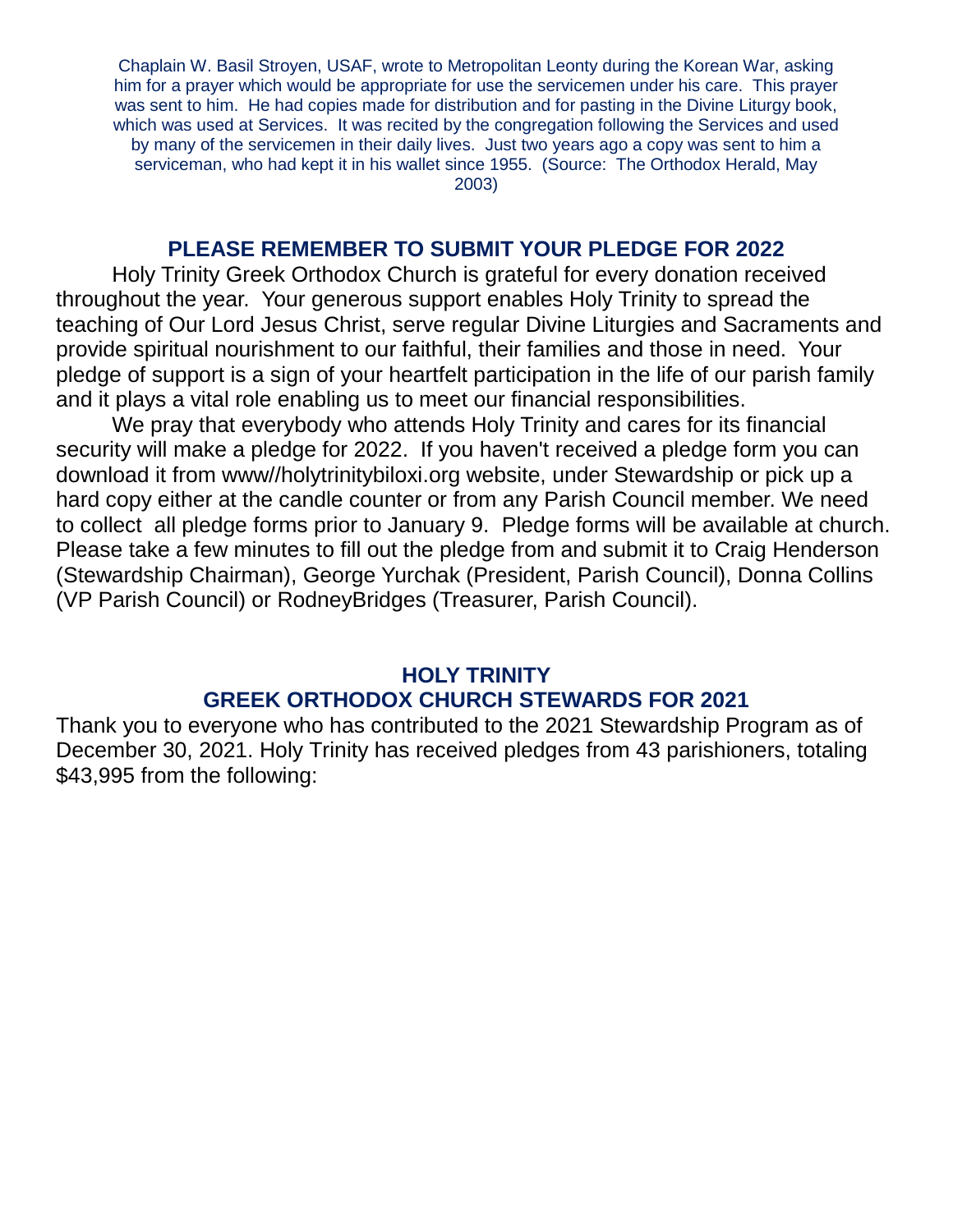Chaplain W. Basil Stroyen, USAF, wrote to Metropolitan Leonty during the Korean War, asking him for a prayer which would be appropriate for use the servicemen under his care. This prayer was sent to him. He had copies made for distribution and for pasting in the Divine Liturgy book, which was used at Services. It was recited by the congregation following the Services and used by many of the servicemen in their daily lives. Just two years ago a copy was sent to him a serviceman, who had kept it in his wallet since 1955. (Source: The Orthodox Herald, May 2003)

## PLEASE REMEMBER TO SUBMIT YOUR PLEDGE FOR 2022

Holy Trinity Greek Orthodox Church is grateful for every donation received throughout the year. Your generous support enables Holy Trinity to spread the teaching of Our Lord Jesus Christ, serve regular Divine Liturgies and Sacraments and provide spiritual nourishment to our faithful, their families and those in need. Your pledge of support is a sign of your heartfelt participation in the life of our parish family and it plays a vital role enabling us to meet our financial responsibilities.

We pray that everybody who attends Holy Trinity and cares for its financial security will make a pledge for 2022. If you haven't received a pledge form you can download it from www//holytrinitybiloxi.org website, under Stewardship or pick up a hard copy either at the candle counter or from any Parish Council member. We need to collect all pledge forms prior to January 9. Pledge forms will be available at church. Please take a few minutes to fill out the pledge from and submit it to Craig Henderson (Stewardship Chairman), George Yurchak (President, Parish Council), Donna Collins (VP Parish Council) or RodneyBridges (Treasurer, Parish Council).

## HOLY TRINITY GREEK ORTHODOX CHURCH STEWARDS FOR 2021

Thank you to everyone who has contributed to the 2021 Stewardship Program as of December 30, 2021. Holy Trinity has received pledges from 43 parishioners, totaling $43,995 from the following: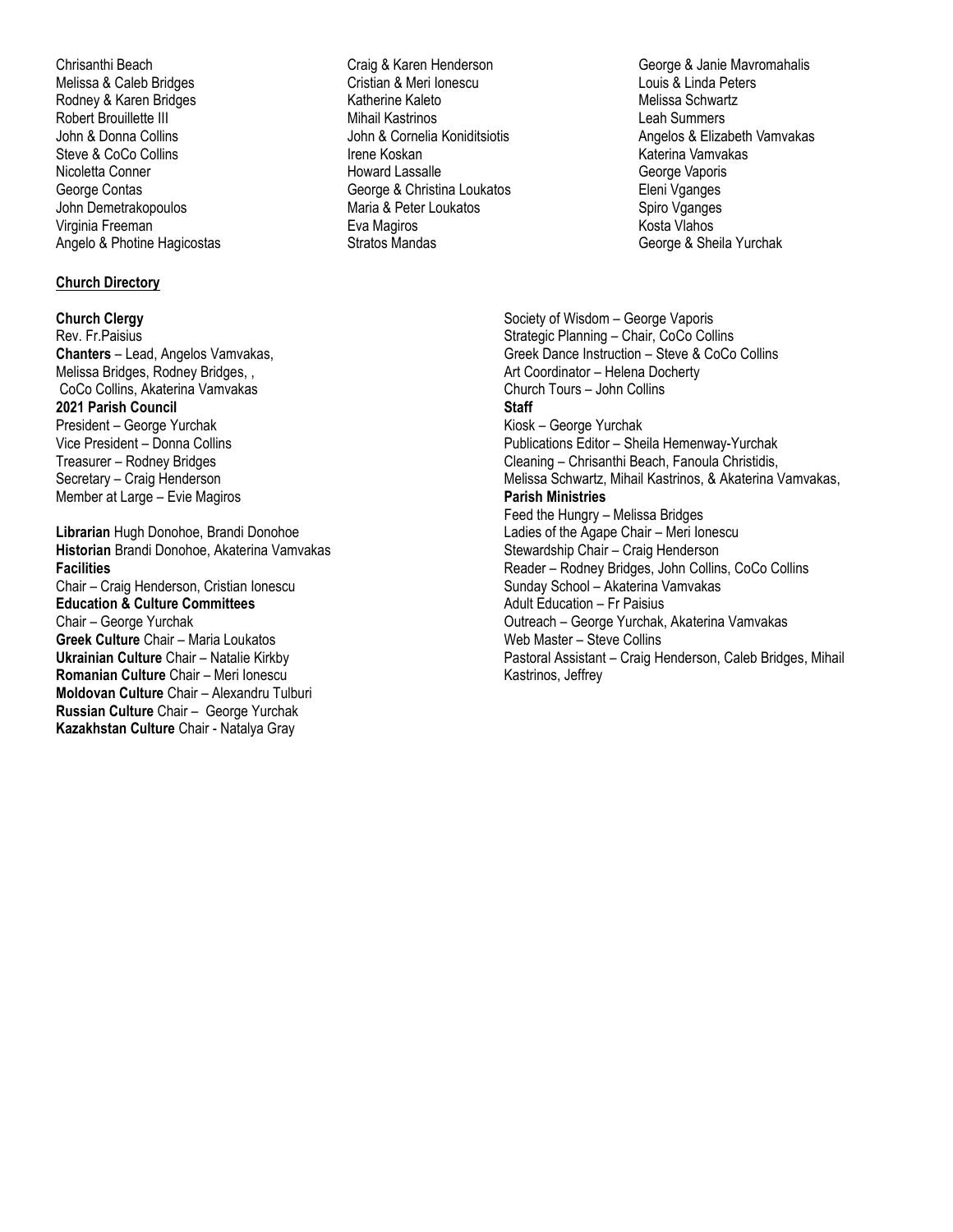Chrisanthi Beach
Melissa & Caleb Bridges
Rodney & Karen Bridges
Robert Brouillette III
John & Donna Collins
Steve & CoCo Collins
Nicoletta Conner
George Contas
John Demetrakopoulos
Virginia Freeman
Angelo & Photine Hagicostas

Craig & Karen Henderson
Cristian & Meri Ionescu
Katherine Kaleto
Mihail Kastrinos
John & Cornelia Koniditsiotis
Irene Koskan
Howard Lassalle
George & Christina Loukatos
Maria & Peter Loukatos
Eva Magiros
Stratos Mandas

George & Janie Mavromahalis
Louis & Linda Peters
Melissa Schwartz
Leah Summers
Angelos & Elizabeth Vamvakas
Katerina Vamvakas
George Vaporis
Eleni Vganges
Spiro Vganges
Kosta Vlahos
George & Sheila Yurchak

**Church Directory**

**Church Clergy**
Rev. Fr.Paisius
**Chanters** – Lead, Angelos Vamvakas, Melissa Bridges, Rodney Bridges, , CoCo Collins, Akaterina Vamvakas
**2021 Parish Council**
President – George Yurchak
Vice President – Donna Collins
Treasurer – Rodney Bridges
Secretary – Craig Henderson
Member at Large – Evie Magiros

**Librarian** Hugh Donohoe, Brandi Donohoe
**Historian** Brandi Donohoe, Akaterina Vamvakas
**Facilities**
Chair – Craig Henderson, Cristian Ionescu
**Education & Culture Committees**
Chair – George Yurchak
**Greek Culture** Chair – Maria Loukatos
**Ukrainian Culture** Chair – Natalie Kirkby
**Romanian Culture** Chair – Meri Ionescu
**Moldovan Culture** Chair – Alexandru Tulburi
**Russian Culture** Chair – George Yurchak
**Kazakhstan Culture** Chair - Natalya Gray

Society of Wisdom – George Vaporis
Strategic Planning – Chair, CoCo Collins
Greek Dance Instruction – Steve & CoCo Collins
Art Coordinator – Helena Docherty
Church Tours – John Collins
**Staff**
Kiosk – George Yurchak
Publications Editor – Sheila Hemenway-Yurchak
Cleaning – Chrisanthi Beach, Fanoula Christidis, Melissa Schwartz, Mihail Kastrinos, & Akaterina Vamvakas,
**Parish Ministries**
Feed the Hungry – Melissa Bridges
Ladies of the Agape Chair – Meri Ionescu
Stewardship Chair – Craig Henderson
Reader – Rodney Bridges, John Collins, CoCo Collins
Sunday School – Akaterina Vamvakas
Adult Education – Fr Paisius
Outreach – George Yurchak, Akaterina Vamvakas
Web Master – Steve Collins
Pastoral Assistant – Craig Henderson, Caleb Bridges, Mihail Kastrinos, Jeffrey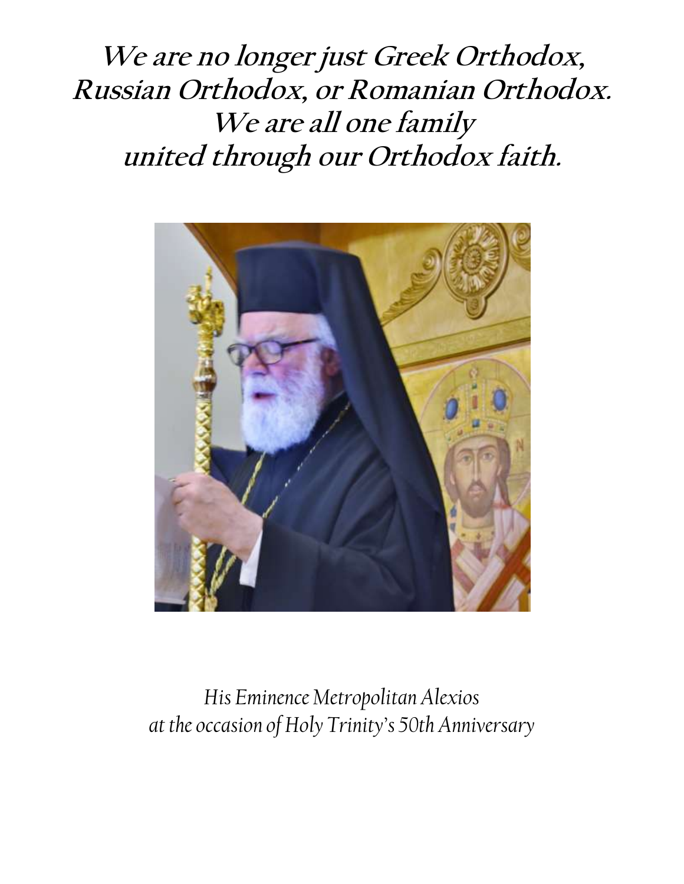**We are no longer just Greek Orthodox, Russian Orthodox, or Romanian Orthodox. We are all one family united through our Orthodox faith.**

*His Eminence Metropolitan Alexios at the occasion of Holy Trinity's 50th Anniversary*